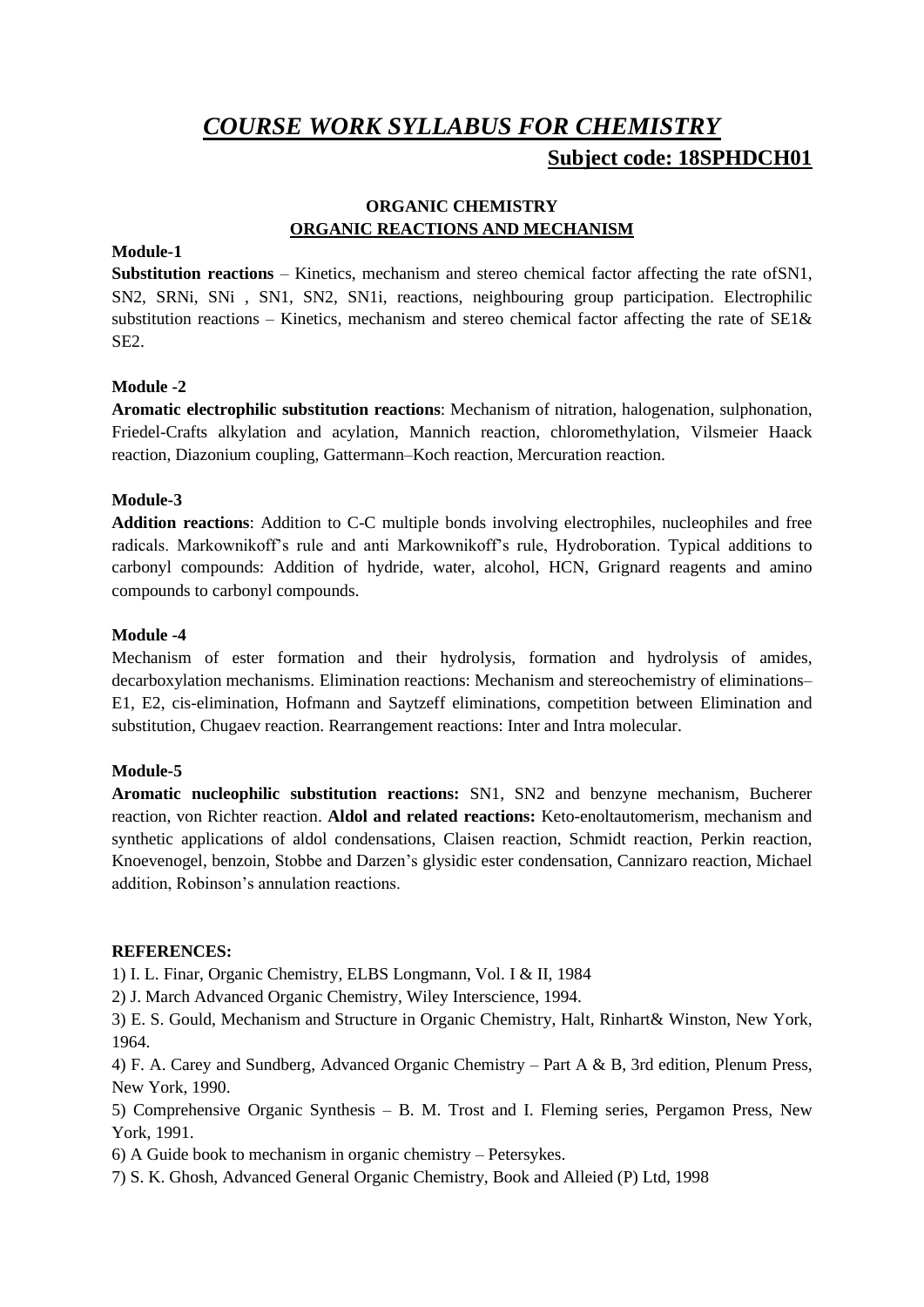# *COURSE WORK SYLLABUS FOR CHEMISTRY*

**Subject code: 18SPHDCH01**

## ORGANIC CHEMISTRY

### ORGANIC REACTIONS AND MECHANISM

**Module-1**

**Substitution reactions** – Kinetics, mechanism and stereo chemical factor affecting the rate ofSN1, SN2, SRNi, SNi , SN1, SN2, SN1i, reactions, neighbouring group participation. Electrophilic substitution reactions – Kinetics, mechanism and stereo chemical factor affecting the rate of SE1& SE2.

**Module -2**

**Aromatic electrophilic substitution reactions**: Mechanism of nitration, halogenation, sulphonation, Friedel-Crafts alkylation and acylation, Mannich reaction, chloromethylation, Vilsmeier Haack reaction, Diazonium coupling, Gattermann–Koch reaction, Mercuration reaction.

**Module-3**

**Addition reactions**: Addition to C-C multiple bonds involving electrophiles, nucleophiles and free radicals. Markownikoff's rule and anti Markownikoff's rule, Hydroboration. Typical additions to carbonyl compounds: Addition of hydride, water, alcohol, HCN, Grignard reagents and amino compounds to carbonyl compounds.

**Module -4**

Mechanism of ester formation and their hydrolysis, formation and hydrolysis of amides, decarboxylation mechanisms. Elimination reactions: Mechanism and stereochemistry of eliminations– E1, E2, cis-elimination, Hofmann and Saytzeff eliminations, competition between Elimination and substitution, Chugaev reaction. Rearrangement reactions: Inter and Intra molecular.

**Module-5**

**Aromatic nucleophilic substitution reactions:** SN1, SN2 and benzyne mechanism, Bucherer reaction, von Richter reaction. **Aldol and related reactions:** Keto-enoltautomerism, mechanism and synthetic applications of aldol condensations, Claisen reaction, Schmidt reaction, Perkin reaction, Knoevenogel, benzoin, Stobbe and Darzen's glysidic ester condensation, Cannizaro reaction, Michael addition, Robinson's annulation reactions.

**REFERENCES:**

1) I. L. Finar, Organic Chemistry, ELBS Longmann, Vol. I & II, 1984
2) J. March Advanced Organic Chemistry, Wiley Interscience, 1994.
3) E. S. Gould, Mechanism and Structure in Organic Chemistry, Halt, Rinhart& Winston, New York, 1964.
4) F. A. Carey and Sundberg, Advanced Organic Chemistry – Part A & B, 3rd edition, Plenum Press, New York, 1990.
5) Comprehensive Organic Synthesis – B. M. Trost and I. Fleming series, Pergamon Press, New York, 1991.
6) A Guide book to mechanism in organic chemistry – Petersykes.
7) S. K. Ghosh, Advanced General Organic Chemistry, Book and Alleied (P) Ltd, 1998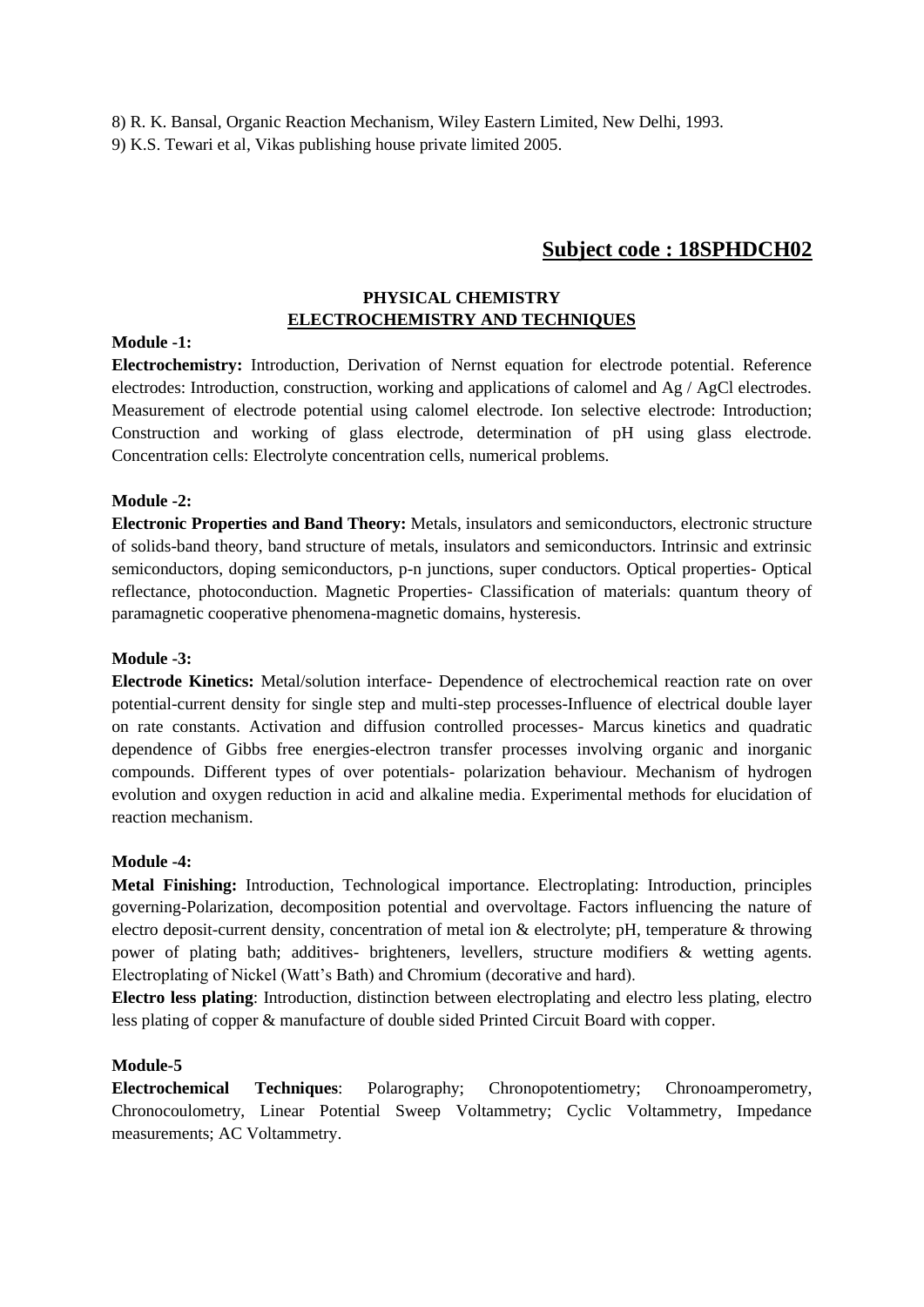8) R. K. Bansal, Organic Reaction Mechanism, Wiley Eastern Limited, New Delhi, 1993.
9) K.S. Tewari et al, Vikas publishing house private limited 2005.

## Subject code : 18SPHDCH02

### PHYSICAL CHEMISTRY
### ELECTROCHEMISTRY AND TECHNIQUES

**Module -1:**

**Electrochemistry:** Introduction, Derivation of Nernst equation for electrode potential. Reference electrodes: Introduction, construction, working and applications of calomel and Ag / AgCl electrodes. Measurement of electrode potential using calomel electrode. Ion selective electrode: Introduction; Construction and working of glass electrode, determination of pH using glass electrode. Concentration cells: Electrolyte concentration cells, numerical problems.

**Module -2:**

**Electronic Properties and Band Theory:** Metals, insulators and semiconductors, electronic structure of solids-band theory, band structure of metals, insulators and semiconductors. Intrinsic and extrinsic semiconductors, doping semiconductors, p-n junctions, super conductors. Optical properties- Optical reflectance, photoconduction. Magnetic Properties- Classification of materials: quantum theory of paramagnetic cooperative phenomena-magnetic domains, hysteresis.

**Module -3:**

**Electrode Kinetics:** Metal/solution interface- Dependence of electrochemical reaction rate on over potential-current density for single step and multi-step processes-Influence of electrical double layer on rate constants. Activation and diffusion controlled processes- Marcus kinetics and quadratic dependence of Gibbs free energies-electron transfer processes involving organic and inorganic compounds. Different types of over potentials- polarization behaviour. Mechanism of hydrogen evolution and oxygen reduction in acid and alkaline media. Experimental methods for elucidation of reaction mechanism.

**Module -4:**

**Metal Finishing:** Introduction, Technological importance. Electroplating: Introduction, principles governing-Polarization, decomposition potential and overvoltage. Factors influencing the nature of electro deposit-current density, concentration of metal ion & electrolyte; pH, temperature & throwing power of plating bath; additives- brighteners, levellers, structure modifiers & wetting agents. Electroplating of Nickel (Watt's Bath) and Chromium (decorative and hard).

**Electro less plating**: Introduction, distinction between electroplating and electro less plating, electro less plating of copper & manufacture of double sided Printed Circuit Board with copper.

**Module-5**

**Electrochemical Techniques**: Polarography; Chronopotentiometry; Chronoamperometry, Chronocoulometry, Linear Potential Sweep Voltammetry; Cyclic Voltammetry, Impedance measurements; AC Voltammetry.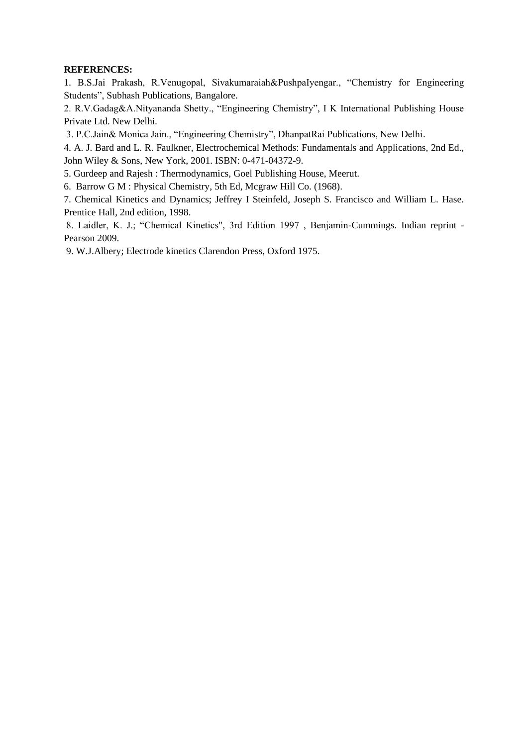**REFERENCES:**

1. B.S.Jai Prakash, R.Venugopal, Sivakumaraiah&PushpaIyengar., “Chemistry for Engineering Students”, Subhash Publications, Bangalore.
2. R.V.Gadag&A.Nityananda Shetty., “Engineering Chemistry”, I K International Publishing House Private Ltd. New Delhi.
3. P.C.Jain& Monica Jain., “Engineering Chemistry”, DhanpatRai Publications, New Delhi.
4. A. J. Bard and L. R. Faulkner, Electrochemical Methods: Fundamentals and Applications, 2nd Ed., John Wiley & Sons, New York, 2001. ISBN: 0-471-04372-9.
5. Gurdeep and Rajesh : Thermodynamics, Goel Publishing House, Meerut.
6. Barrow G M : Physical Chemistry, 5th Ed, Mcgraw Hill Co. (1968).
7. Chemical Kinetics and Dynamics; Jeffrey I Steinfeld, Joseph S. Francisco and William L. Hase. Prentice Hall, 2nd edition, 1998.
8. Laidler, K. J.; “Chemical Kinetics", 3rd Edition 1997 , Benjamin-Cummings. Indian reprint - Pearson 2009.
9. W.J.Albery; Electrode kinetics Clarendon Press, Oxford 1975.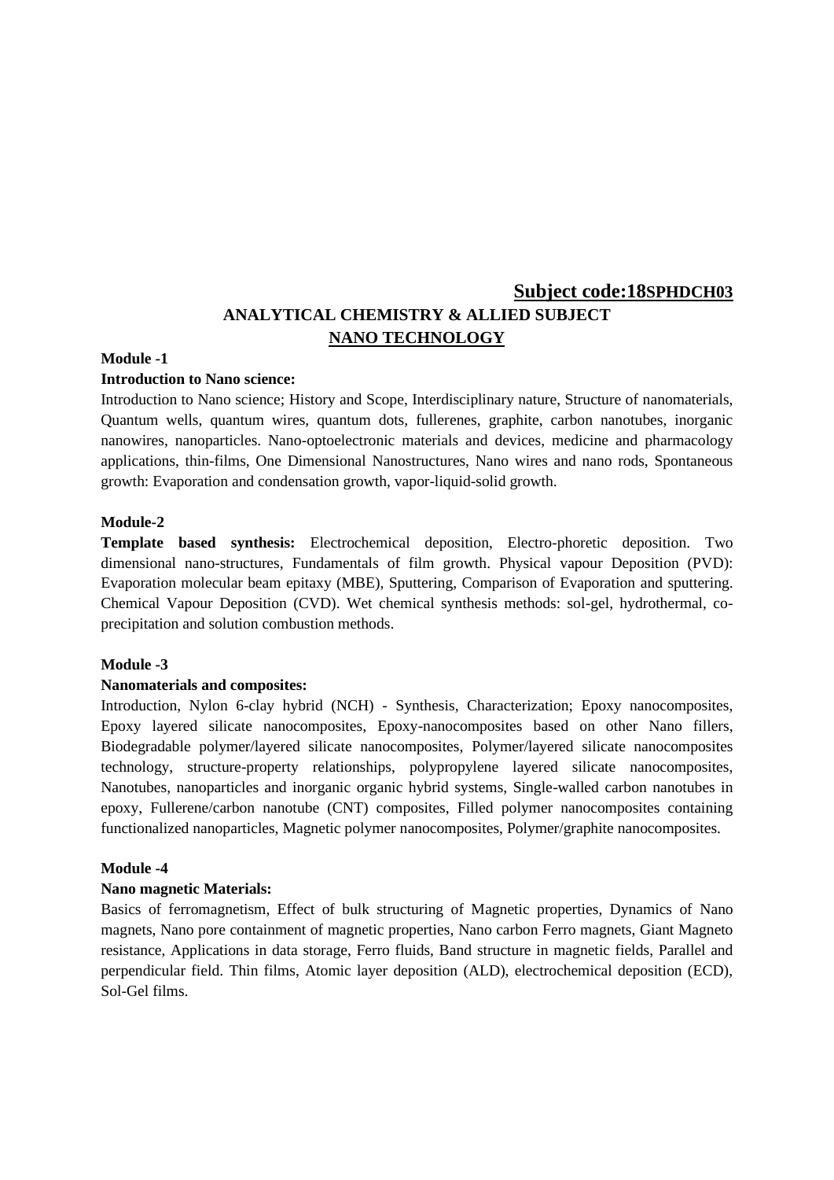**Subject code:18SPHDCH03**

## ANALYTICAL CHEMISTRY & ALLIED SUBJECT

## NANO TECHNOLOGY

**Module -1**

**Introduction to Nano science:**

Introduction to Nano science; History and Scope, Interdisciplinary nature, Structure of nanomaterials, Quantum wells, quantum wires, quantum dots, fullerenes, graphite, carbon nanotubes, inorganic nanowires, nanoparticles. Nano-optoelectronic materials and devices, medicine and pharmacology applications, thin-films, One Dimensional Nanostructures, Nano wires and nano rods, Spontaneous growth: Evaporation and condensation growth, vapor-liquid-solid growth.

**Module-2**

**Template based synthesis:** Electrochemical deposition, Electro-phoretic deposition. Two dimensional nano-structures, Fundamentals of film growth. Physical vapour Deposition (PVD): Evaporation molecular beam epitaxy (MBE), Sputtering, Comparison of Evaporation and sputtering. Chemical Vapour Deposition (CVD). Wet chemical synthesis methods: sol-gel, hydrothermal, co-precipitation and solution combustion methods.

**Module -3**

**Nanomaterials and composites:**

Introduction, Nylon 6-clay hybrid (NCH) - Synthesis, Characterization; Epoxy nanocomposites, Epoxy layered silicate nanocomposites, Epoxy-nanocomposites based on other Nano fillers, Biodegradable polymer/layered silicate nanocomposites, Polymer/layered silicate nanocomposites technology, structure-property relationships, polypropylene layered silicate nanocomposites, Nanotubes, nanoparticles and inorganic organic hybrid systems, Single-walled carbon nanotubes in epoxy, Fullerene/carbon nanotube (CNT) composites, Filled polymer nanocomposites containing functionalized nanoparticles, Magnetic polymer nanocomposites, Polymer/graphite nanocomposites.

**Module -4**

**Nano magnetic Materials:**

Basics of ferromagnetism, Effect of bulk structuring of Magnetic properties, Dynamics of Nano magnets, Nano pore containment of magnetic properties, Nano carbon Ferro magnets, Giant Magneto resistance, Applications in data storage, Ferro fluids, Band structure in magnetic fields, Parallel and perpendicular field. Thin films, Atomic layer deposition (ALD), electrochemical deposition (ECD), Sol-Gel films.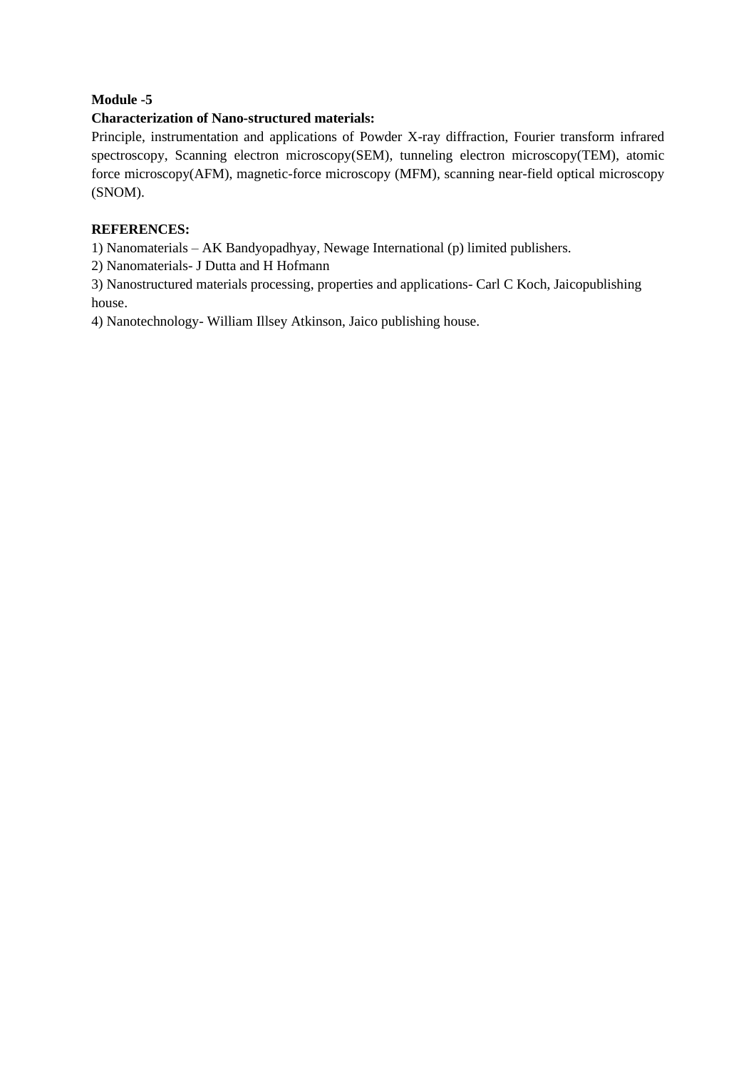**Module -5**

**Characterization of Nano-structured materials:**

Principle, instrumentation and applications of Powder X-ray diffraction, Fourier transform infrared spectroscopy, Scanning electron microscopy(SEM), tunneling electron microscopy(TEM), atomic force microscopy(AFM), magnetic-force microscopy (MFM), scanning near-field optical microscopy (SNOM).

**REFERENCES:**

1) Nanomaterials – AK Bandyopadhyay, Newage International (p) limited publishers.
2) Nanomaterials- J Dutta and H Hofmann
3) Nanostructured materials processing, properties and applications- Carl C Koch, Jaicopublishing house.
4) Nanotechnology- William Illsey Atkinson, Jaico publishing house.